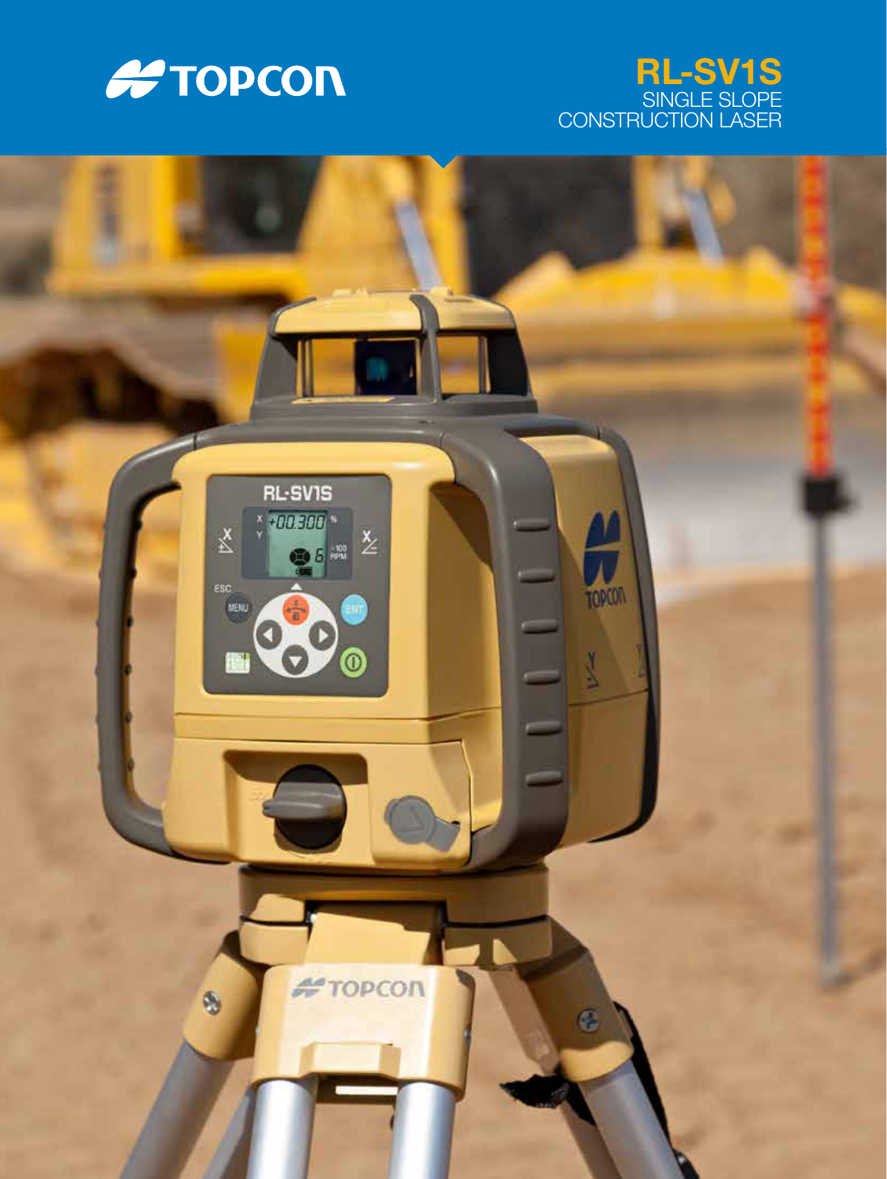TOPCON

# RL-SV1S

SINGLE SLOPE
CONSTRUCTION LASER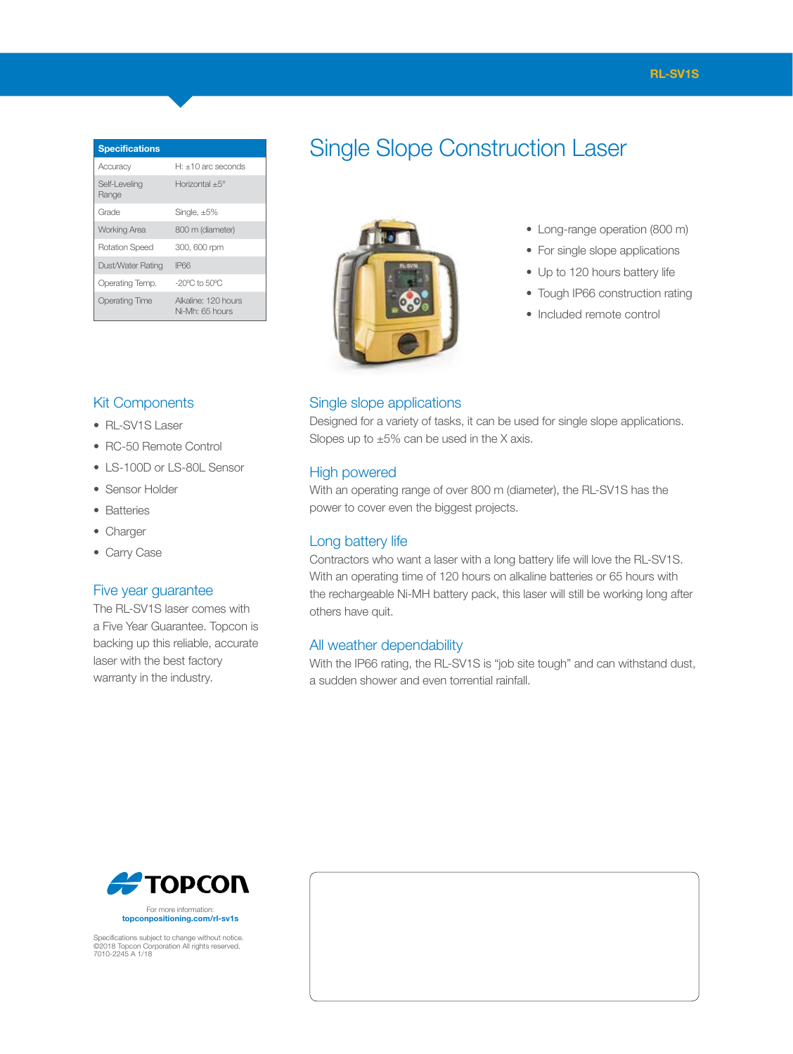RL-SV1S

| Specifications | |
|---|---|
| Accuracy | H: ±10 arc seconds |
| Self-Leveling Range | Horizontal ±5° |
| Grade | Single, ±5% |
| Working Area | 800 m (diameter) |
| Rotation Speed | 300, 600 rpm |
| Dust/Water Rating | IP66 |
| Operating Temp. | -20ºC to 50ºC |
| Operating Time | Alkaline: 120 hours<br>Ni-Mh: 65 hours |

# Single Slope Construction Laser

- Long-range operation (800 m)
- For single slope applications
- Up to 120 hours battery life
- Tough IP66 construction rating
- Included remote control

## Kit Components

- RL-SV1S Laser
- RC-50 Remote Control
- LS-100D or LS-80L Sensor
- Sensor Holder
- Batteries
- Charger
- Carry Case

## Five year guarantee

The RL-SV1S laser comes with a Five Year Guarantee. Topcon is backing up this reliable, accurate laser with the best factory warranty in the industry.

## Single slope applications

Designed for a variety of tasks, it can be used for single slope applications. Slopes up to ±5% can be used in the X axis.

## High powered

With an operating range of over 800 m (diameter), the RL-SV1S has the power to cover even the biggest projects.

## Long battery life

Contractors who want a laser with a long battery life will love the RL-SV1S. With an operating time of 120 hours on alkaline batteries or 65 hours with the rechargeable Ni-MH battery pack, this laser will still be working long after others have quit.

## All weather dependability

With the IP66 rating, the RL-SV1S is "job site tough" and can withstand dust, a sudden shower and even torrential rainfall.

TOPCON

For more information:
**topconpositioning.com/rl-sv1s**

Specifications subject to change without notice.
©2018 Topcon Corporation All rights reserved.
7010-2245 A 1/18